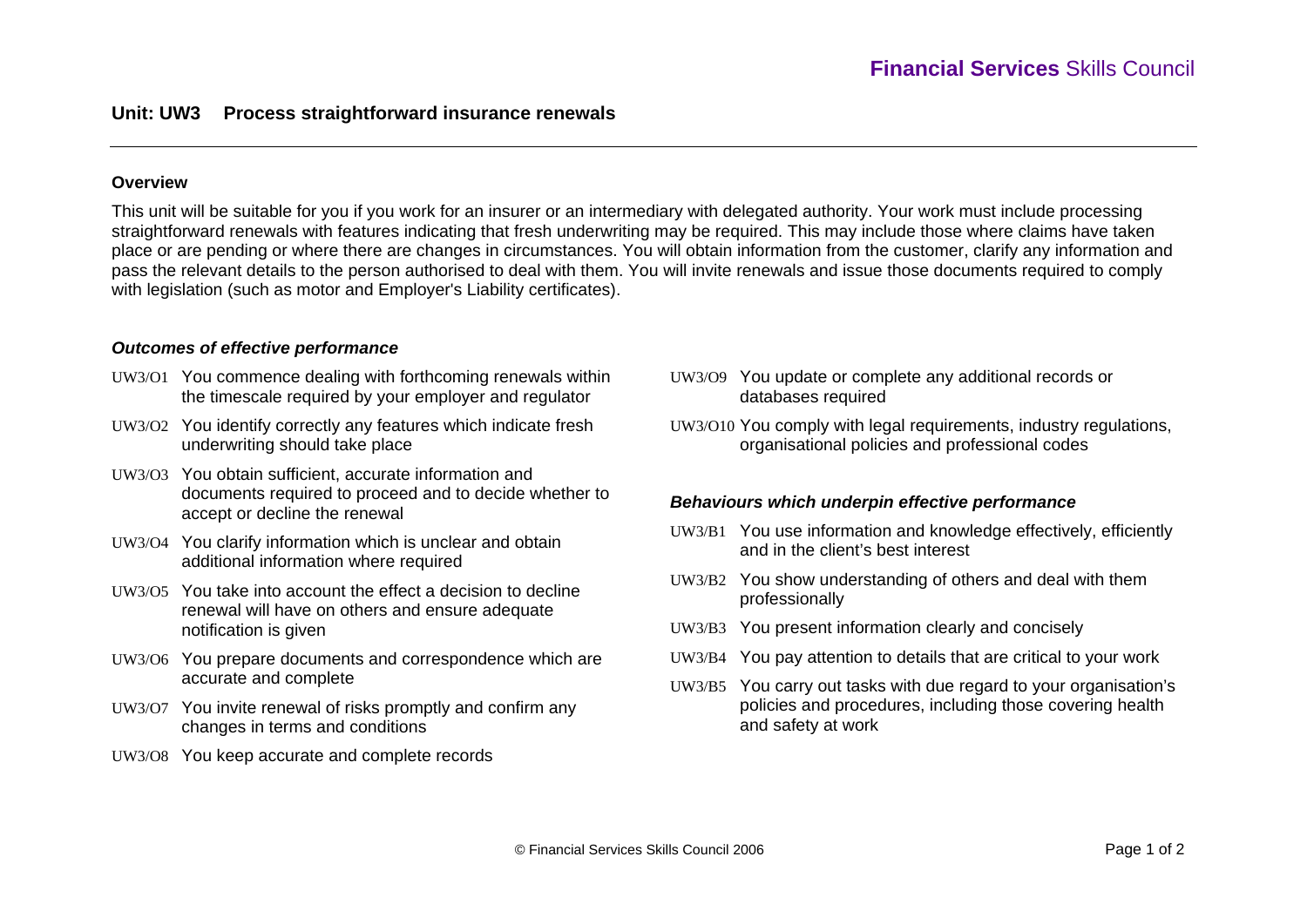**Financial Services** Skills Council

# Unit: UW3 Process straightforward insurance renewals

## Overview

This unit will be suitable for you if you work for an insurer or an intermediary with delegated authority. Your work must include processing straightforward renewals with features indicating that fresh underwriting may be required. This may include those where claims have taken place or are pending or where there are changes in circumstances. You will obtain information from the customer, clarify any information and pass the relevant details to the person authorised to deal with them. You will invite renewals and issue those documents required to comply with legislation (such as motor and Employer's Liability certificates).

### *Outcomes of effective performance*

- UW3/O1 You commence dealing with forthcoming renewals within the timescale required by your employer and regulator
- UW3/O2 You identify correctly any features which indicate fresh underwriting should take place
- UW3/O3 You obtain sufficient, accurate information and documents required to proceed and to decide whether to accept or decline the renewal
- UW3/O4 You clarify information which is unclear and obtain additional information where required
- UW3/O5 You take into account the effect a decision to decline renewal will have on others and ensure adequate notification is given
- UW3/O6 You prepare documents and correspondence which are accurate and complete
- UW3/O7 You invite renewal of risks promptly and confirm any changes in terms and conditions
- UW3/O8 You keep accurate and complete records
- UW3/O9 You update or complete any additional records or databases required
- UW3/O10 You comply with legal requirements, industry regulations, organisational policies and professional codes

### *Behaviours which underpin effective performance*

- UW3/B1 You use information and knowledge effectively, efficiently and in the client's best interest
- UW3/B2 You show understanding of others and deal with them professionally
- UW3/B3 You present information clearly and concisely
- UW3/B4 You pay attention to details that are critical to your work
- UW3/B5 You carry out tasks with due regard to your organisation's policies and procedures, including those covering health and safety at work

© Financial Services Skills Council 2006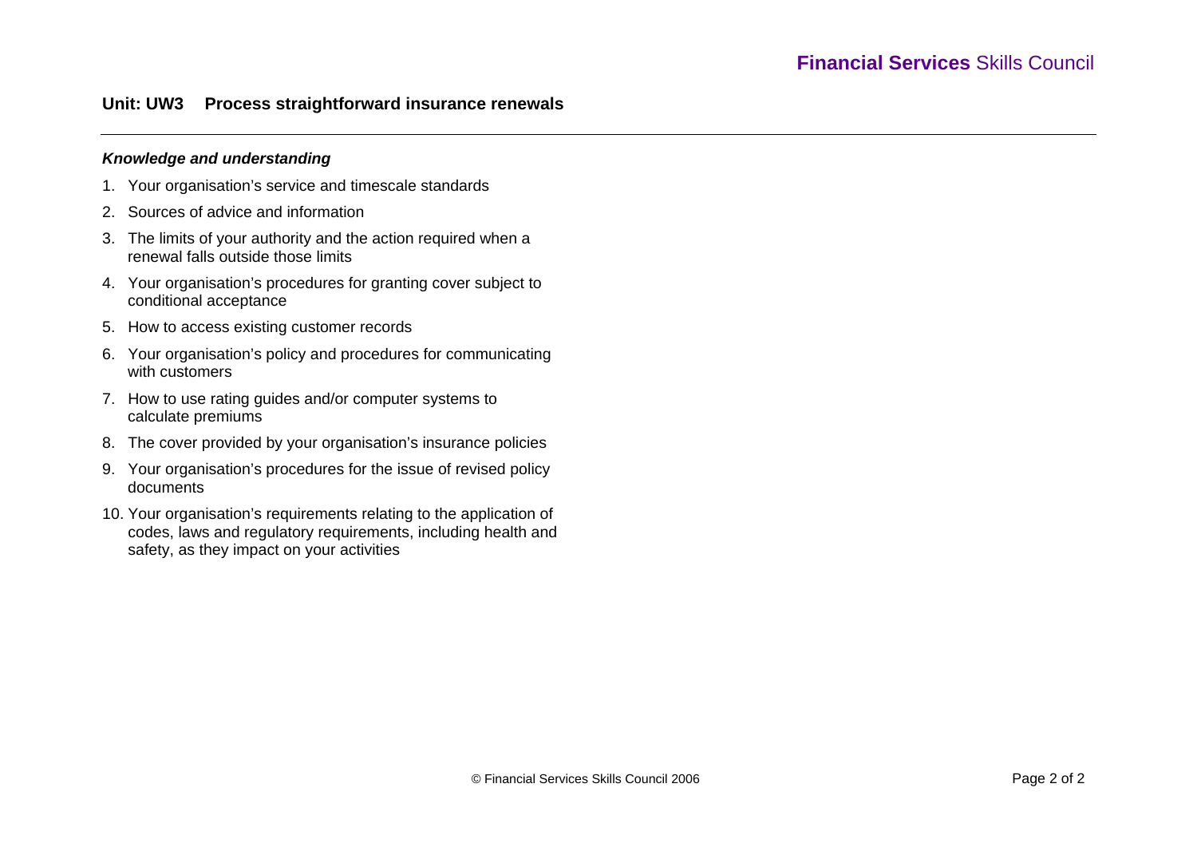## Unit: UW3 Process straightforward insurance renewals

***Knowledge and understanding***

1. Your organisation's service and timescale standards
2. Sources of advice and information
3. The limits of your authority and the action required when a renewal falls outside those limits
4. Your organisation's procedures for granting cover subject to conditional acceptance
5. How to access existing customer records
6. Your organisation's policy and procedures for communicating with customers
7. How to use rating guides and/or computer systems to calculate premiums
8. The cover provided by your organisation's insurance policies
9. Your organisation's procedures for the issue of revised policy documents
10. Your organisation's requirements relating to the application of codes, laws and regulatory requirements, including health and safety, as they impact on your activities